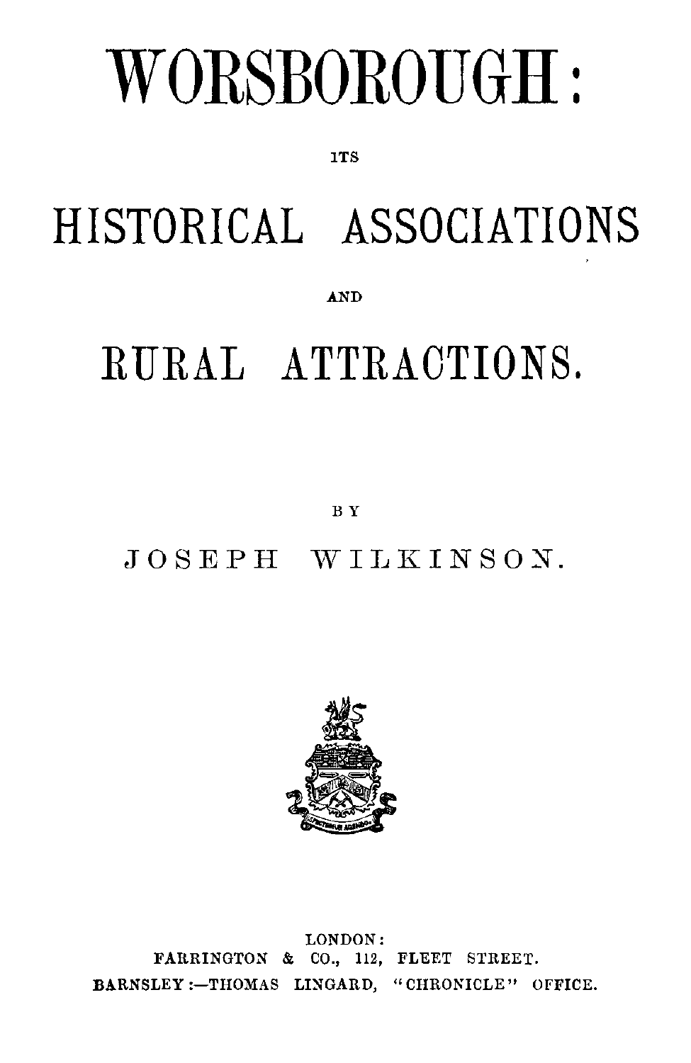# WORSBOROUGH:

ITS

## HISTORICAL ASSOCIATIONS

AND

## RURAL ATTRACTIONS.

BY

JOSEPH WILKINSON.

LONDON:
FARRINGTON & CO., 112, FLEET STREET.
BARNSLEY:—THOMAS LINGARD, "CHRONICLE" OFFICE.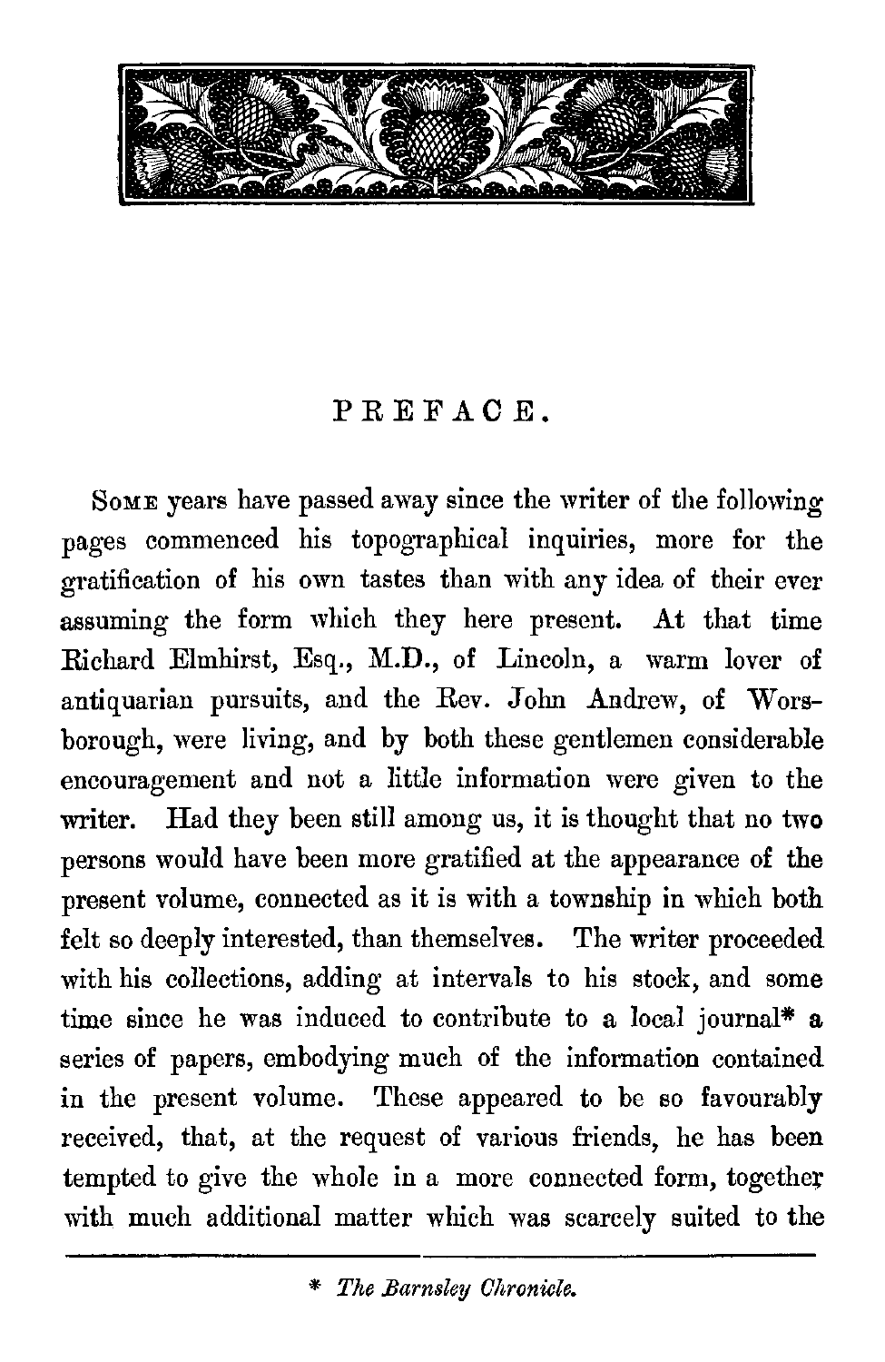# PREFACE.

Some years have passed away since the writer of the following pages commenced his topographical inquiries, more for the gratification of his own tastes than with any idea of their ever assuming the form which they here present. At that time Richard Elmhirst, Esq., M.D., of Lincoln, a warm lover of antiquarian pursuits, and the Rev. John Andrew, of Worsborough, were living, and by both these gentlemen considerable encouragement and not a little information were given to the writer. Had they been still among us, it is thought that no two persons would have been more gratified at the appearance of the present volume, connected as it is with a township in which both felt so deeply interested, than themselves. The writer proceeded with his collections, adding at intervals to his stock, and some time since he was induced to contribute to a local journal* a series of papers, embodying much of the information contained in the present volume. These appeared to be so favourably received, that, at the request of various friends, he has been tempted to give the whole in a more connected form, together with much additional matter which was scarcely suited to the

---

\* *The Barnsley Chronicle.*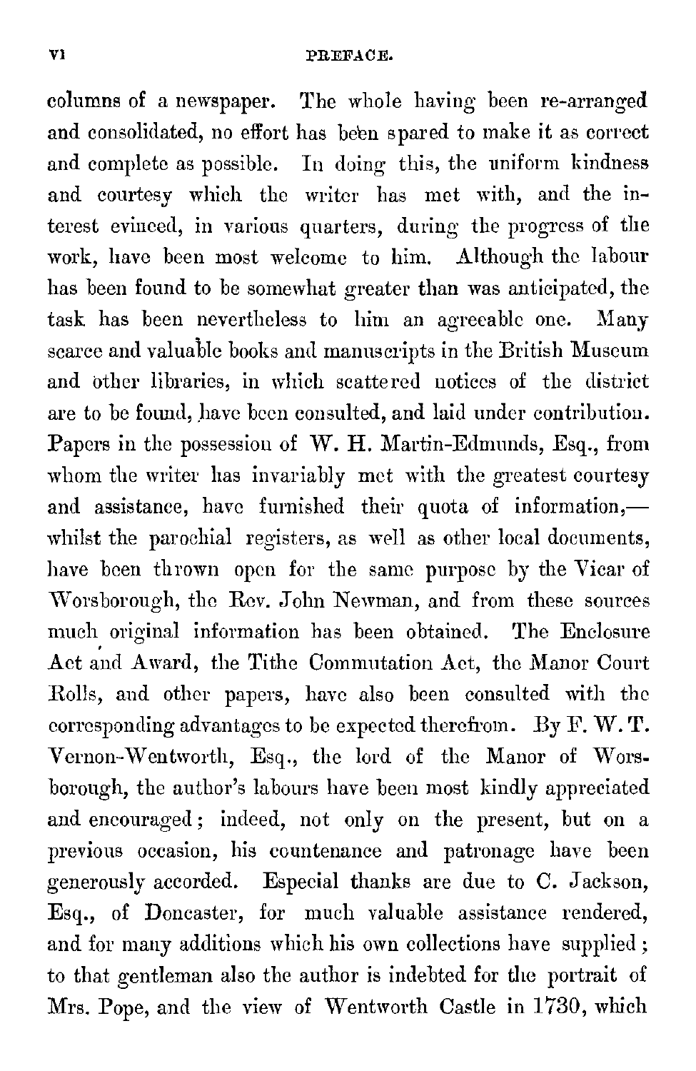columns of a newspaper. The whole having been re-arranged and consolidated, no effort has been spared to make it as correct and complete as possible. In doing this, the uniform kindness and courtesy which the writer has met with, and the interest evinced, in various quarters, during the progress of the work, have been most welcome to him. Although the labour has been found to be somewhat greater than was anticipated, the task has been nevertheless to him an agreeable one. Many scarce and valuable books and manuscripts in the British Museum and other libraries, in which scattered notices of the district are to be found, have been consulted, and laid under contribution. Papers in the possession of W. H. Martin-Edmunds, Esq., from whom the writer has invariably met with the greatest courtesy and assistance, have furnished their quota of information,—whilst the parochial registers, as well as other local documents, have been thrown open for the same purpose by the Vicar of Worsborough, the Rev. John Newman, and from these sources much original information has been obtained. The Enclosure Act and Award, the Tithe Commutation Act, the Manor Court Rolls, and other papers, have also been consulted with the corresponding advantages to be expected therefrom. By F. W. T. Vernon-Wentworth, Esq., the lord of the Manor of Worsborough, the author's labours have been most kindly appreciated and encouraged; indeed, not only on the present, but on a previous occasion, his countenance and patronage have been generously accorded. Especial thanks are due to C. Jackson, Esq., of Doncaster, for much valuable assistance rendered, and for many additions which his own collections have supplied; to that gentleman also the author is indebted for the portrait of Mrs. Pope, and the view of Wentworth Castle in 1730, which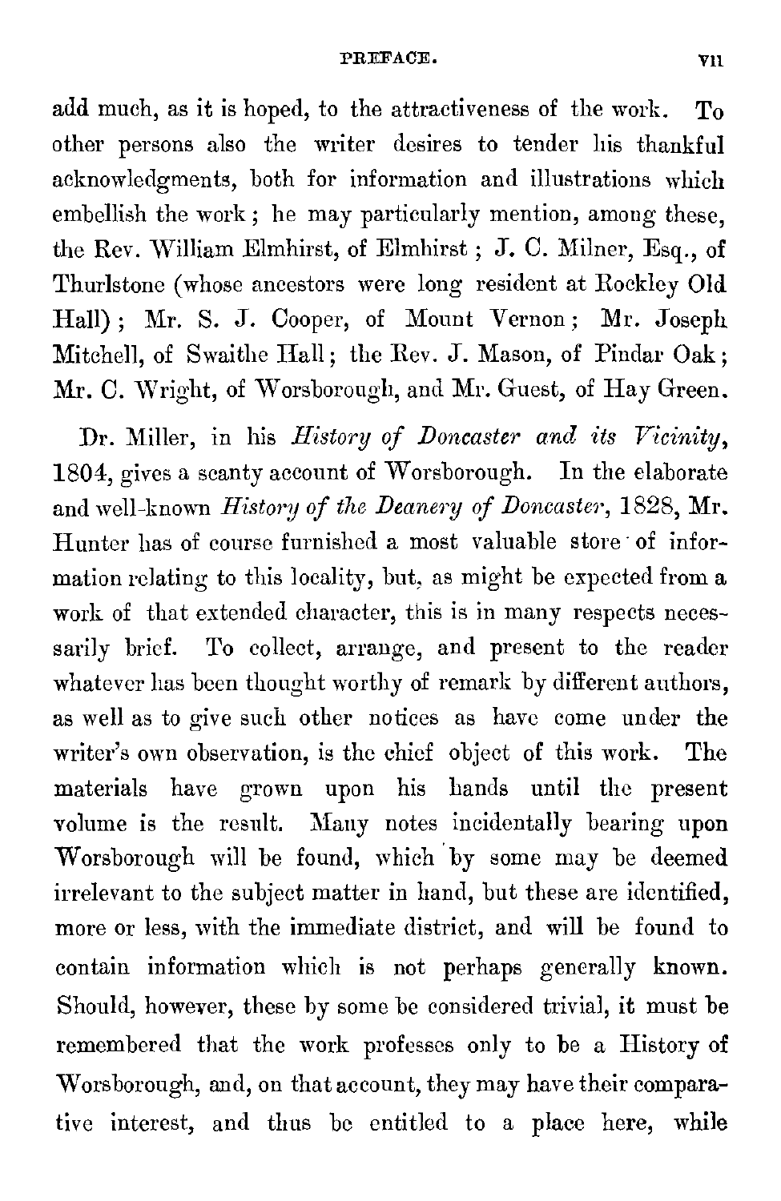add much, as it is hoped, to the attractiveness of the work. To other persons also the writer desires to tender his thankful acknowledgments, both for information and illustrations which embellish the work; he may particularly mention, among these, the Rev. William Elmhirst, of Elmhirst; J. C. Milner, Esq., of Thurlstone (whose ancestors were long resident at Rockley Old Hall); Mr. S. J. Cooper, of Mount Vernon; Mr. Joseph Mitchell, of Swaithe Hall; the Rev. J. Mason, of Pindar Oak; Mr. C. Wright, of Worsborough, and Mr. Guest, of Hay Green.

Dr. Miller, in his *History of Doncaster and its Vicinity*, 1804, gives a scanty account of Worsborough. In the elaborate and well-known *History of the Deanery of Doncaster*, 1828, Mr. Hunter has of course furnished a most valuable store of information relating to this locality, but, as might be expected from a work of that extended character, this is in many respects necessarily brief. To collect, arrange, and present to the reader whatever has been thought worthy of remark by different authors, as well as to give such other notices as have come under the writer's own observation, is the chief object of this work. The materials have grown upon his hands until the present volume is the result. Many notes incidentally bearing upon Worsborough will be found, which by some may be deemed irrelevant to the subject matter in hand, but these are identified, more or less, with the immediate district, and will be found to contain information which is not perhaps generally known. Should, however, these by some be considered trivial, it must be remembered that the work professes only to be a History of Worsborough, and, on that account, they may have their comparative interest, and thus be entitled to a place here, while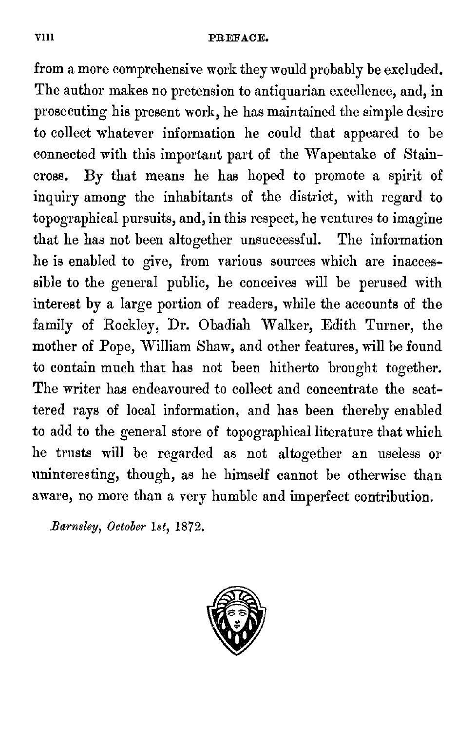from a more comprehensive work they would probably be excluded. The author makes no pretension to antiquarian excellence, and, in prosecuting his present work, he has maintained the simple desire to collect whatever information he could that appeared to be connected with this important part of the Wapentake of Staincross. By that means he has hoped to promote a spirit of inquiry among the inhabitants of the district, with regard to topographical pursuits, and, in this respect, he ventures to imagine that he has not been altogether unsuccessful. The information he is enabled to give, from various sources which are inaccessible to the general public, he conceives will be perused with interest by a large portion of readers, while the accounts of the family of Rockley, Dr. Obadiah Walker, Edith Turner, the mother of Pope, William Shaw, and other features, will be found to contain much that has not been hitherto brought together. The writer has endeavoured to collect and concentrate the scattered rays of local information, and has been thereby enabled to add to the general store of topographical literature that which he trusts will be regarded as not altogether an useless or uninteresting, though, as he himself cannot be otherwise than aware, no more than a very humble and imperfect contribution.

*Barnsley, October 1st,* 1872.